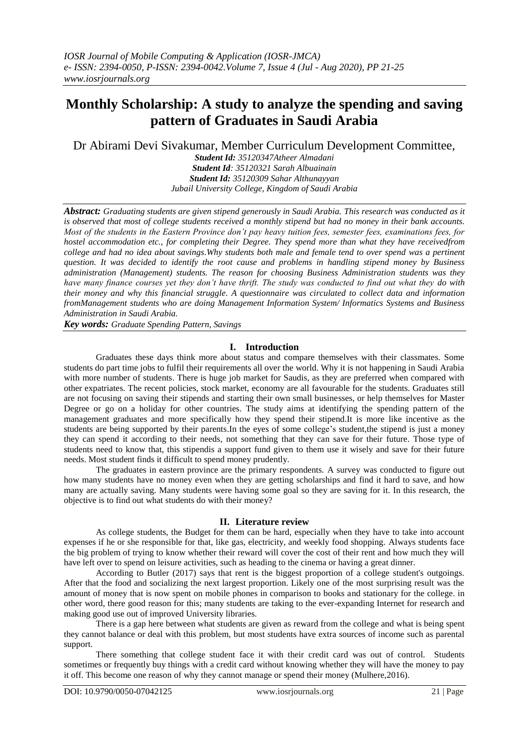# Monthly Scholarship: A study to analyze the spending and saving pattern of Graduates in Saudi Arabia

Dr Abirami Devi Sivakumar, Member Curriculum Development Committee,

***Student Id:** 35120347Atheer Almadani*
***Student Id**: 35120321 Sarah Albuainain*
***Student Id:** 35120309 Sahar Althunayyan*
*Jubail University College, Kingdom of Saudi Arabia*

***Abstract:** Graduating students are given stipend generously in Saudi Arabia. This research was conducted as it is observed that most of college students received a monthly stipend but had no money in their bank accounts. Most of the students in the Eastern Province don't pay heavy tuition fees, semester fees, examinations fees, for hostel accommodation etc., for completing their Degree. They spend more than what they have receivedfrom college and had no idea about savings.Why students both male and female tend to over spend was a pertinent question. It was decided to identify the root cause and problems in handling stipend money by Business administration (Management) students. The reason for choosing Business Administration students was they have many finance courses yet they don't have thrift. The study was conducted to find out what they do with their money and why this financial struggle. A questionnaire was circulated to collect data and information fromManagement students who are doing Management Information System/ Informatics Systems and Business Administration in Saudi Arabia.*

***Key words:** Graduate Spending Pattern, Savings*

## I. Introduction

Graduates these days think more about status and compare themselves with their classmates. Some students do part time jobs to fulfil their requirements all over the world. Why it is not happening in Saudi Arabia with more number of students. There is huge job market for Saudis, as they are preferred when compared with other expatriates. The recent policies, stock market, economy are all favourable for the students. Graduates still are not focusing on saving their stipends and starting their own small businesses, or help themselves for Master Degree or go on a holiday for other countries. The study aims at identifying the spending pattern of the management graduates and more specifically how they spend their stipend.It is more like incentive as the students are being supported by their parents.In the eyes of some college's student,the stipend is just a money they can spend it according to their needs, not something that they can save for their future. Those type of students need to know that, this stipendis a support fund given to them use it wisely and save for their future needs. Most student finds it difficult to spend money prudently.

The graduates in eastern province are the primary respondents. A survey was conducted to figure out how many students have no money even when they are getting scholarships and find it hard to save, and how many are actually saving. Many students were having some goal so they are saving for it. In this research, the objective is to find out what students do with their money?

## II. Literature review

As college students, the Budget for them can be hard, especially when they have to take into account expenses if he or she responsible for that, like gas, electricity, and weekly food shopping. Always students face the big problem of trying to know whether their reward will cover the cost of their rent and how much they will have left over to spend on leisure activities, such as heading to the cinema or having a great dinner.

According to Butler (2017) says that rent is the biggest proportion of a college student's outgoings. After that the food and socializing the next largest proportion. Likely one of the most surprising result was the amount of money that is now spent on mobile phones in comparison to books and stationary for the college. in other word, there good reason for this; many students are taking to the ever-expanding Internet for research and making good use out of improved University libraries.

There is a gap here between what students are given as reward from the college and what is being spent they cannot balance or deal with this problem, but most students have extra sources of income such as parental support.

There something that college student face it with their credit card was out of control. Students sometimes or frequently buy things with a credit card without knowing whether they will have the money to pay it off. This become one reason of why they cannot manage or spend their money (Mulhere,2016).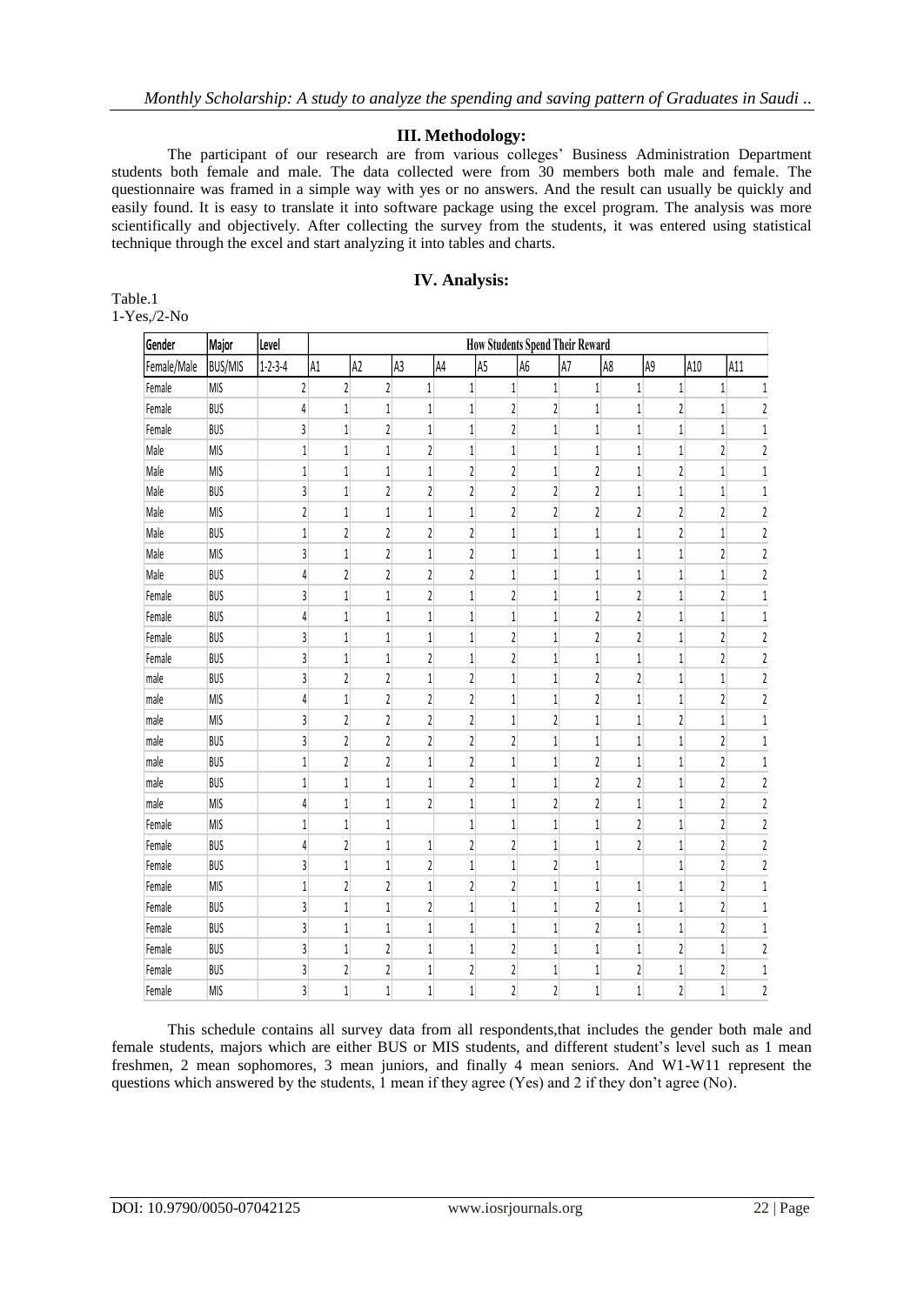## III. Methodology:

The participant of our research are from various colleges' Business Administration Department students both female and male. The data collected were from 30 members both male and female. The questionnaire was framed in a simple way with yes or no answers. And the result can usually be quickly and easily found. It is easy to translate it into software package using the excel program. The analysis was more scientifically and objectively. After collecting the survey from the students, it was entered using statistical technique through the excel and start analyzing it into tables and charts.

## IV. Analysis:

Table.1
1-Yes,/2-No

| Gender | Major | Level | How Students Spend Their Reward | | | | | | | | | | |
|---|---|---|---|---|---|---|---|---|---|---|---|---|---|
| Female/Male | BUS/MIS | 1-2-3-4 | A1 | A2 | A3 | A4 | A5 | A6 | A7 | A8 | A9 | A10 | A11 |
| Female | MIS | 2 | 2 | 2 | 1 | 1 | 1 | 1 | 1 | 1 | 1 | 1 | 1 |
| Female | BUS | 4 | 1 | 1 | 1 | 1 | 2 | 2 | 1 | 1 | 2 | 1 | 2 |
| Female | BUS | 3 | 1 | 2 | 1 | 1 | 2 | 1 | 1 | 1 | 1 | 1 | 1 |
| Male | MIS | 1 | 1 | 1 | 2 | 1 | 1 | 1 | 1 | 1 | 1 | 2 | 2 |
| Male | MIS | 1 | 1 | 1 | 1 | 2 | 2 | 1 | 2 | 1 | 2 | 1 | 1 |
| Male | BUS | 3 | 1 | 2 | 2 | 2 | 2 | 2 | 2 | 1 | 1 | 1 | 1 |
| Male | MIS | 2 | 1 | 1 | 1 | 1 | 2 | 2 | 2 | 2 | 2 | 2 | 2 |
| Male | BUS | 1 | 2 | 2 | 2 | 2 | 1 | 1 | 1 | 1 | 2 | 1 | 2 |
| Male | MIS | 3 | 1 | 2 | 1 | 2 | 1 | 1 | 1 | 1 | 1 | 2 | 2 |
| Male | BUS | 4 | 2 | 2 | 2 | 2 | 1 | 1 | 1 | 1 | 1 | 1 | 2 |
| Female | BUS | 3 | 1 | 1 | 2 | 1 | 2 | 1 | 1 | 2 | 1 | 2 | 1 |
| Female | BUS | 4 | 1 | 1 | 1 | 1 | 1 | 1 | 2 | 2 | 1 | 1 | 1 |
| Female | BUS | 3 | 1 | 1 | 1 | 1 | 2 | 1 | 2 | 2 | 1 | 2 | 2 |
| Female | BUS | 3 | 1 | 1 | 2 | 1 | 2 | 1 | 1 | 1 | 1 | 2 | 2 |
| male | BUS | 3 | 2 | 2 | 1 | 2 | 1 | 1 | 2 | 2 | 1 | 1 | 2 |
| male | MIS | 4 | 1 | 2 | 2 | 2 | 1 | 1 | 2 | 1 | 1 | 2 | 2 |
| male | MIS | 3 | 2 | 2 | 2 | 2 | 1 | 2 | 1 | 1 | 2 | 1 | 1 |
| male | BUS | 3 | 2 | 2 | 2 | 2 | 2 | 1 | 1 | 1 | 1 | 2 | 1 |
| male | BUS | 1 | 2 | 2 | 1 | 2 | 1 | 1 | 2 | 1 | 1 | 2 | 1 |
| male | BUS | 1 | 1 | 1 | 1 | 2 | 1 | 1 | 2 | 2 | 1 | 2 | 2 |
| male | MIS | 4 | 1 | 1 | 2 | 1 | 1 | 2 | 2 | 1 | 1 | 2 | 2 |
| Female | MIS | 1 | 1 | 1 | | 1 | 1 | 1 | 1 | 2 | 1 | 2 | 2 |
| Female | BUS | 4 | 2 | 1 | 1 | 2 | 2 | 1 | 1 | 2 | 1 | 2 | 2 |
| Female | BUS | 3 | 1 | 1 | 2 | 1 | 1 | 2 | 1 | | 1 | 2 | 2 |
| Female | MIS | 1 | 2 | 2 | 1 | 2 | 2 | 1 | 1 | 1 | 1 | 2 | 1 |
| Female | BUS | 3 | 1 | 1 | 2 | 1 | 1 | 1 | 2 | 1 | 1 | 2 | 1 |
| Female | BUS | 3 | 1 | 1 | 1 | 1 | 1 | 1 | 2 | 1 | 1 | 2 | 1 |
| Female | BUS | 3 | 1 | 2 | 1 | 1 | 2 | 1 | 1 | 1 | 2 | 1 | 2 |
| Female | BUS | 3 | 2 | 2 | 1 | 2 | 2 | 1 | 1 | 2 | 1 | 2 | 1 |
| Female | MIS | 3 | 1 | 1 | 1 | 1 | 2 | 2 | 1 | 1 | 2 | 1 | 2 |

This schedule contains all survey data from all respondents,that includes the gender both male and female students, majors which are either BUS or MIS students, and different student's level such as 1 mean freshmen, 2 mean sophomores, 3 mean juniors, and finally 4 mean seniors. And W1-W11 represent the questions which answered by the students, 1 mean if they agree (Yes) and 2 if they don't agree (No).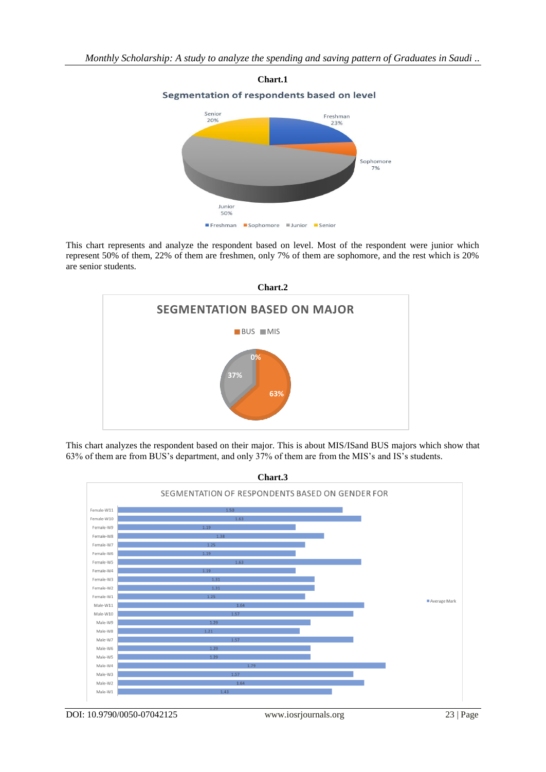**Chart.1**

Segmentation of respondents based on level

This chart represents and analyze the respondent based on level. Most of the respondent were junior which represent 50% of them, 22% of them are freshmen, only 7% of them are sophomore, and the rest which is 20% are senior students.

**Chart.2**

SEGMENTATION BASED ON MAJOR

This chart analyzes the respondent based on their major. This is about MIS/ISand BUS majors which show that 63% of them are from BUS's department, and only 37% of them are from the MIS's and IS's students.

**Chart.3**

SEGMENTATION OF RESPONDENTS BASED ON GENDER FOR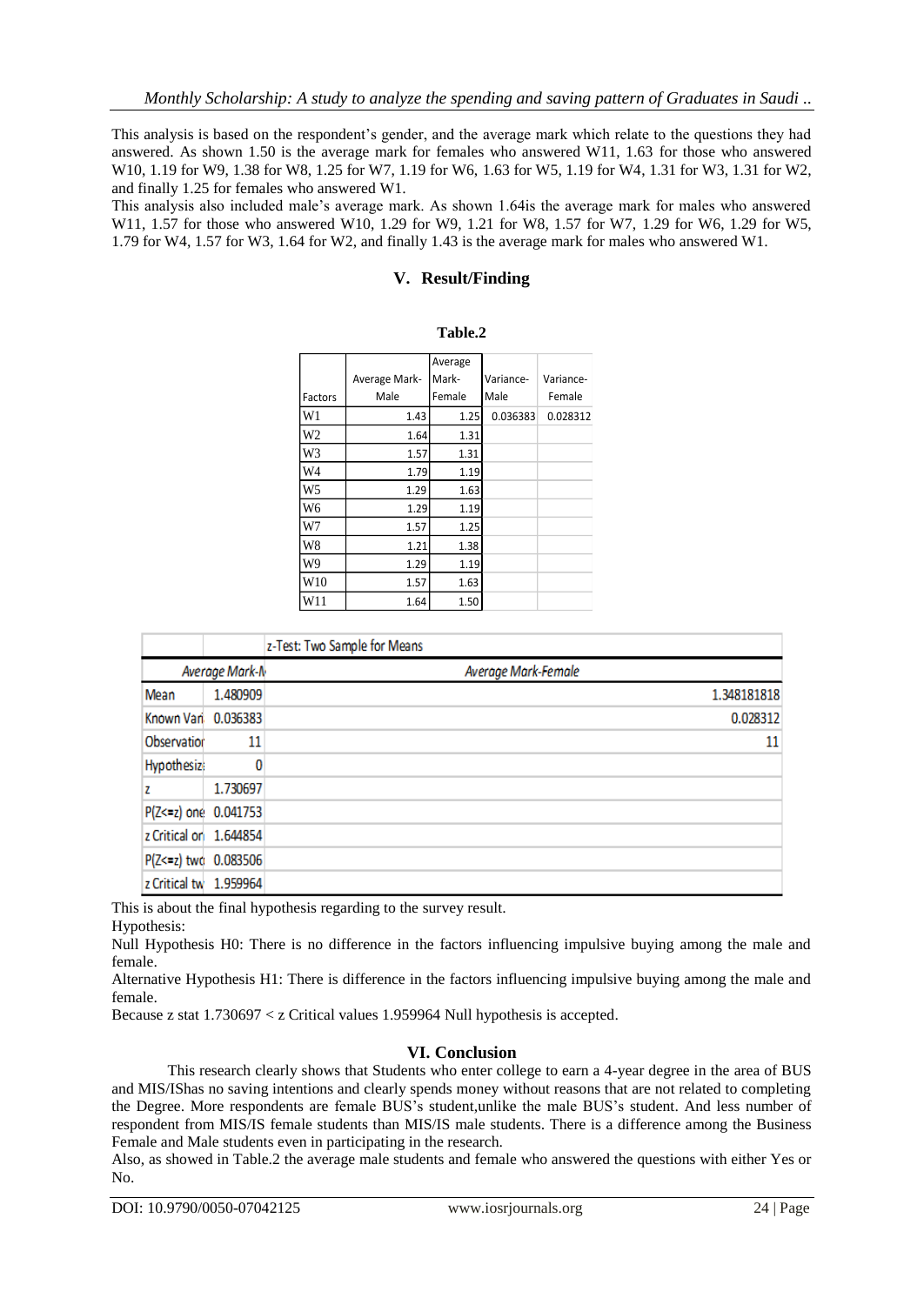This analysis is based on the respondent's gender, and the average mark which relate to the questions they had answered. As shown 1.50 is the average mark for females who answered W11, 1.63 for those who answered W10, 1.19 for W9, 1.38 for W8, 1.25 for W7, 1.19 for W6, 1.63 for W5, 1.19 for W4, 1.31 for W3, 1.31 for W2, and finally 1.25 for females who answered W1.

This analysis also included male's average mark. As shown 1.64is the average mark for males who answered W11, 1.57 for those who answered W10, 1.29 for W9, 1.21 for W8, 1.57 for W7, 1.29 for W6, 1.29 for W5, 1.79 for W4, 1.57 for W3, 1.64 for W2, and finally 1.43 is the average mark for males who answered W1.

## V. Result/Finding

**Table.2**

| Factors | Average Mark-Male | Average Mark-Female | Variance-Male | Variance-Female |
|---|---|---|---|---|
| W1 | 1.43 | 1.25 | 0.036383 | 0.028312 |
| W2 | 1.64 | 1.31 | | |
| W3 | 1.57 | 1.31 | | |
| W4 | 1.79 | 1.19 | | |
| W5 | 1.29 | 1.63 | | |
| W6 | 1.29 | 1.19 | | |
| W7 | 1.57 | 1.25 | | |
| W8 | 1.21 | 1.38 | | |
| W9 | 1.29 | 1.19 | | |
| W10 | 1.57 | 1.63 | | |
| W11 | 1.64 | 1.50 | | |

| z-Test: Two Sample for Means | | |
|---|---|---|
| | Average Mark-M | Average Mark-Female |
| Mean | 1.480909 | 1.348181818 |
| Known Vari | 0.036383 | 0.028312 |
| Observation | 11 | 11 |
| Hypothesiz | 0 | |
| z | 1.730697 | |
| P(Z<=z) one | 0.041753 | |
| z Critical on | 1.644854 | |
| P(Z<=z) two | 0.083506 | |
| z Critical tw | 1.959964 | |

This is about the final hypothesis regarding to the survey result.

Hypothesis:

Null Hypothesis H0: There is no difference in the factors influencing impulsive buying among the male and female.

Alternative Hypothesis H1: There is difference in the factors influencing impulsive buying among the male and female.

Because z stat 1.730697 < z Critical values 1.959964 Null hypothesis is accepted.

## VI. Conclusion

This research clearly shows that Students who enter college to earn a 4-year degree in the area of BUS and MIS/IShas no saving intentions and clearly spends money without reasons that are not related to completing the Degree. More respondents are female BUS's student,unlike the male BUS's student. And less number of respondent from MIS/IS female students than MIS/IS male students. There is a difference among the Business Female and Male students even in participating in the research.

Also, as showed in Table.2 the average male students and female who answered the questions with either Yes or No.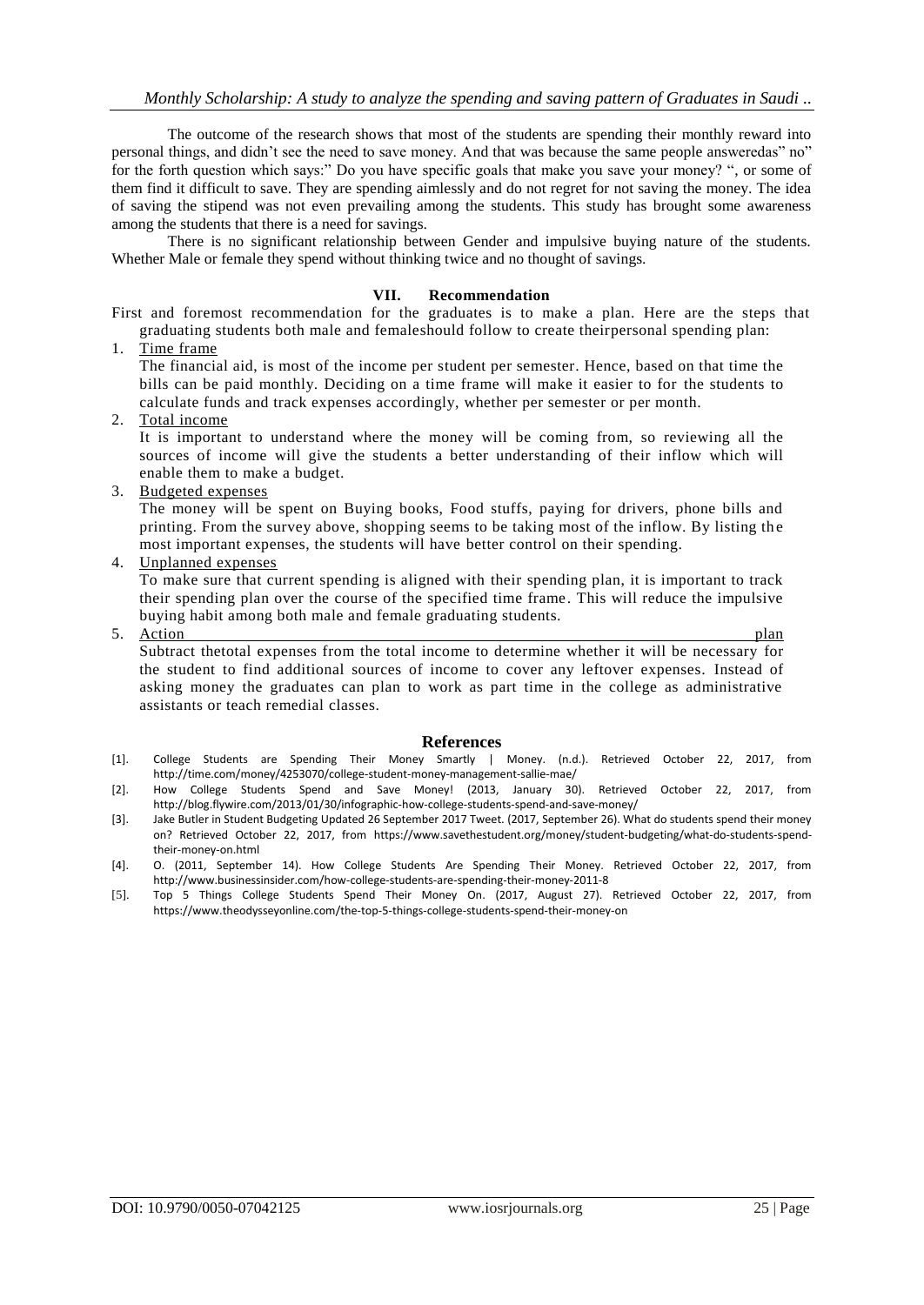The outcome of the research shows that most of the students are spending their monthly reward into personal things, and didn't see the need to save money. And that was because the same people answeredas" no" for the forth question which says:" Do you have specific goals that make you save your money? ", or some of them find it difficult to save. They are spending aimlessly and do not regret for not saving the money. The idea of saving the stipend was not even prevailing among the students. This study has brought some awareness among the students that there is a need for savings.

There is no significant relationship between Gender and impulsive buying nature of the students. Whether Male or female they spend without thinking twice and no thought of savings.

## VII. Recommendation

First and foremost recommendation for the graduates is to make a plan. Here are the steps that graduating students both male and femaleshould follow to create theirpersonal spending plan:

1. Time frame

   The financial aid, is most of the income per student per semester. Hence, based on that time the bills can be paid monthly. Deciding on a time frame will make it easier to for the students to calculate funds and track expenses accordingly, whether per semester or per month.

2. Total income

   It is important to understand where the money will be coming from, so reviewing all the sources of income will give the students a better understanding of their inflow which will enable them to make a budget.

3. Budgeted expenses

   The money will be spent on Buying books, Food stuffs, paying for drivers, phone bills and printing. From the survey above, shopping seems to be taking most of the inflow. By listing the most important expenses, the students will have better control on their spending.

4. Unplanned expenses

   To make sure that current spending is aligned with their spending plan, it is important to track their spending plan over the course of the specified time frame. This will reduce the impulsive buying habit among both male and female graduating students.

5. Action plan

   Subtract thetotal expenses from the total income to determine whether it will be necessary for the student to find additional sources of income to cover any leftover expenses. Instead of asking money the graduates can plan to work as part time in the college as administrative assistants or teach remedial classes.

## References

[1]. College Students are Spending Their Money Smartly | Money. (n.d.). Retrieved October 22, 2017, from http://time.com/money/4253070/college-student-money-management-sallie-mae/

[2]. How College Students Spend and Save Money! (2013, January 30). Retrieved October 22, 2017, from http://blog.flywire.com/2013/01/30/infographic-how-college-students-spend-and-save-money/

[3]. Jake Butler in Student Budgeting Updated 26 September 2017 Tweet. (2017, September 26). What do students spend their money on? Retrieved October 22, 2017, from https://www.savethestudent.org/money/student-budgeting/what-do-students-spend-their-money-on.html

[4]. O. (2011, September 14). How College Students Are Spending Their Money. Retrieved October 22, 2017, from http://www.businessinsider.com/how-college-students-are-spending-their-money-2011-8

[5]. Top 5 Things College Students Spend Their Money On. (2017, August 27). Retrieved October 22, 2017, from https://www.theodysseyonline.com/the-top-5-things-college-students-spend-their-money-on